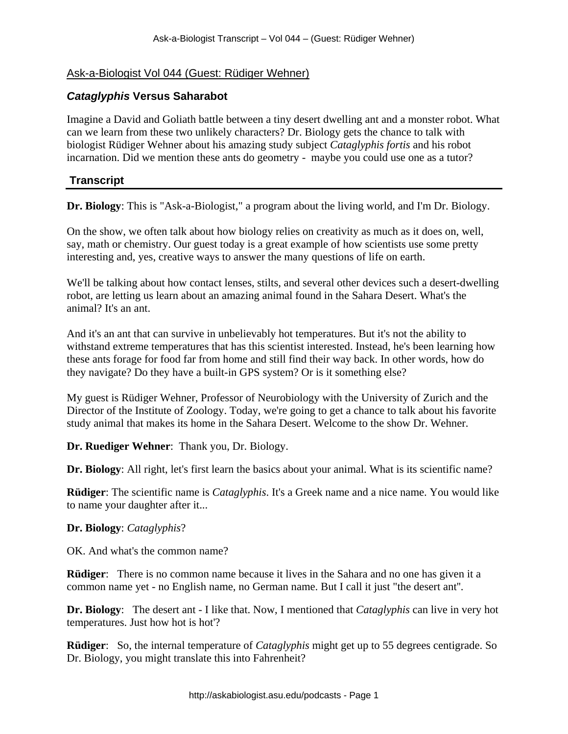## Ask-a-Biologist Vol 044 (Guest: Rüdiger Wehner)

### *Cataglyphis* Versus Saharabot

Imagine a David and Goliath battle between a tiny desert dwelling ant and a monster robot. What can we learn from these two unlikely characters? Dr. Biology gets the chance to talk with biologist Rüdiger Wehner about his amazing study subject *Cataglyphis fortis* and his robot incarnation. Did we mention these ants do geometry - maybe you could use one as a tutor?

### Transcript

**Dr. Biology**: This is "Ask-a-Biologist," a program about the living world, and I'm Dr. Biology.

On the show, we often talk about how biology relies on creativity as much as it does on, well, say, math or chemistry. Our guest today is a great example of how scientists use some pretty interesting and, yes, creative ways to answer the many questions of life on earth.

We'll be talking about how contact lenses, stilts, and several other devices such a desert-dwelling robot, are letting us learn about an amazing animal found in the Sahara Desert. What's the animal? It's an ant.

And it's an ant that can survive in unbelievably hot temperatures. But it's not the ability to withstand extreme temperatures that has this scientist interested. Instead, he's been learning how these ants forage for food far from home and still find their way back. In other words, how do they navigate? Do they have a built-in GPS system? Or is it something else?

My guest is Rüdiger Wehner, Professor of Neurobiology with the University of Zurich and the Director of the Institute of Zoology. Today, we're going to get a chance to talk about his favorite study animal that makes its home in the Sahara Desert. Welcome to the show Dr. Wehner.

**Dr. Ruediger Wehner**: Thank you, Dr. Biology.

**Dr. Biology**: All right, let's first learn the basics about your animal. What is its scientific name?

**Rüdiger**: The scientific name is *Cataglyphis*. It's a Greek name and a nice name. You would like to name your daughter after it...

**Dr. Biology**: *Cataglyphis*?

OK. And what's the common name?

**Rüdiger**: There is no common name because it lives in the Sahara and no one has given it a common name yet - no English name, no German name. But I call it just "the desert ant".

**Dr. Biology**: The desert ant - I like that. Now, I mentioned that *Cataglyphis* can live in very hot temperatures. Just how hot is hot'?

**Rüdiger**: So, the internal temperature of *Cataglyphis* might get up to 55 degrees centigrade. So Dr. Biology, you might translate this into Fahrenheit?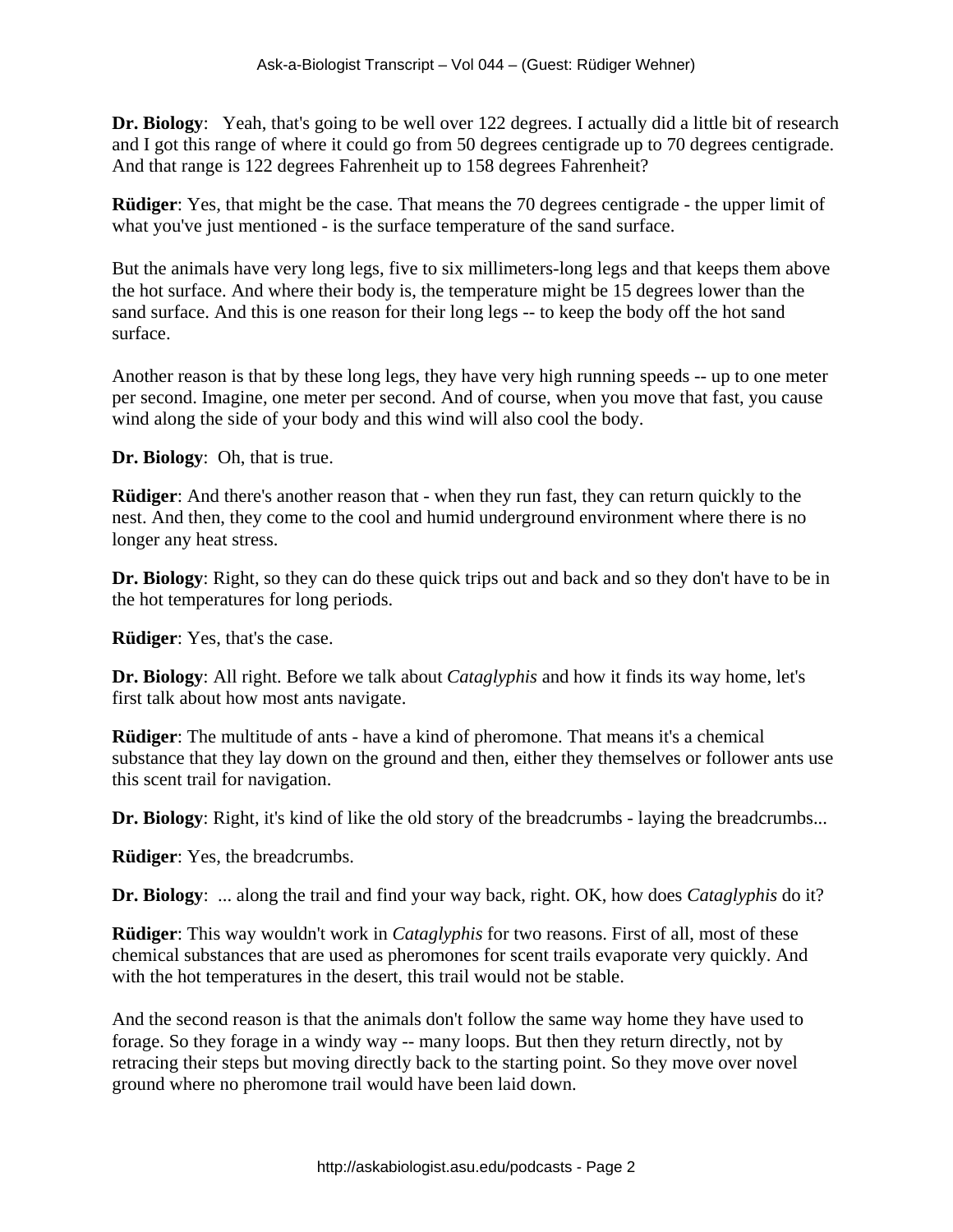**Dr. Biology**: Yeah, that's going to be well over 122 degrees. I actually did a little bit of research and I got this range of where it could go from 50 degrees centigrade up to 70 degrees centigrade. And that range is 122 degrees Fahrenheit up to 158 degrees Fahrenheit?

**Rüdiger**: Yes, that might be the case. That means the 70 degrees centigrade - the upper limit of what you've just mentioned - is the surface temperature of the sand surface.

But the animals have very long legs, five to six millimeters-long legs and that keeps them above the hot surface. And where their body is, the temperature might be 15 degrees lower than the sand surface. And this is one reason for their long legs -- to keep the body off the hot sand surface.

Another reason is that by these long legs, they have very high running speeds -- up to one meter per second. Imagine, one meter per second. And of course, when you move that fast, you cause wind along the side of your body and this wind will also cool the body.

**Dr. Biology**: Oh, that is true.

**Rüdiger**: And there's another reason that - when they run fast, they can return quickly to the nest. And then, they come to the cool and humid underground environment where there is no longer any heat stress.

**Dr. Biology**: Right, so they can do these quick trips out and back and so they don't have to be in the hot temperatures for long periods.

**Rüdiger**: Yes, that's the case.

**Dr. Biology**: All right. Before we talk about *Cataglyphis* and how it finds its way home, let's first talk about how most ants navigate.

**Rüdiger**: The multitude of ants - have a kind of pheromone. That means it's a chemical substance that they lay down on the ground and then, either they themselves or follower ants use this scent trail for navigation.

**Dr. Biology**: Right, it's kind of like the old story of the breadcrumbs - laying the breadcrumbs...

**Rüdiger**: Yes, the breadcrumbs.

**Dr. Biology**: ... along the trail and find your way back, right. OK, how does *Cataglyphis* do it?

**Rüdiger**: This way wouldn't work in *Cataglyphis* for two reasons. First of all, most of these chemical substances that are used as pheromones for scent trails evaporate very quickly. And with the hot temperatures in the desert, this trail would not be stable.

And the second reason is that the animals don't follow the same way home they have used to forage. So they forage in a windy way -- many loops. But then they return directly, not by retracing their steps but moving directly back to the starting point. So they move over novel ground where no pheromone trail would have been laid down.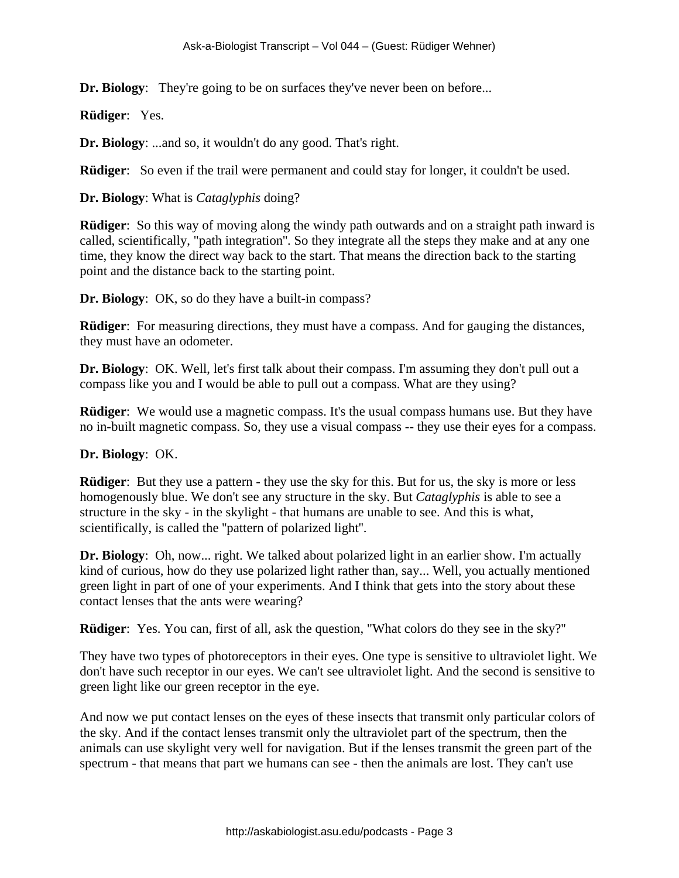**Dr. Biology**: They're going to be on surfaces they've never been on before...

**Rüdiger**: Yes.

**Dr. Biology**: ...and so, it wouldn't do any good. That's right.

**Rüdiger**: So even if the trail were permanent and could stay for longer, it couldn't be used.

**Dr. Biology**: What is *Cataglyphis* doing?

**Rüdiger**: So this way of moving along the windy path outwards and on a straight path inward is called, scientifically, "path integration". So they integrate all the steps they make and at any one time, they know the direct way back to the start. That means the direction back to the starting point and the distance back to the starting point.

**Dr. Biology**: OK, so do they have a built-in compass?

**Rüdiger**: For measuring directions, they must have a compass. And for gauging the distances, they must have an odometer.

**Dr. Biology**: OK. Well, let's first talk about their compass. I'm assuming they don't pull out a compass like you and I would be able to pull out a compass. What are they using?

**Rüdiger**: We would use a magnetic compass. It's the usual compass humans use. But they have no in-built magnetic compass. So, they use a visual compass -- they use their eyes for a compass.

**Dr. Biology**: OK.

**Rüdiger**: But they use a pattern - they use the sky for this. But for us, the sky is more or less homogenously blue. We don't see any structure in the sky. But *Cataglyphis* is able to see a structure in the sky - in the skylight - that humans are unable to see. And this is what, scientifically, is called the "pattern of polarized light".

**Dr. Biology**: Oh, now... right. We talked about polarized light in an earlier show. I'm actually kind of curious, how do they use polarized light rather than, say... Well, you actually mentioned green light in part of one of your experiments. And I think that gets into the story about these contact lenses that the ants were wearing?

**Rüdiger**: Yes. You can, first of all, ask the question, "What colors do they see in the sky?"

They have two types of photoreceptors in their eyes. One type is sensitive to ultraviolet light. We don't have such receptor in our eyes. We can't see ultraviolet light. And the second is sensitive to green light like our green receptor in the eye.

And now we put contact lenses on the eyes of these insects that transmit only particular colors of the sky. And if the contact lenses transmit only the ultraviolet part of the spectrum, then the animals can use skylight very well for navigation. But if the lenses transmit the green part of the spectrum - that means that part we humans can see - then the animals are lost. They can't use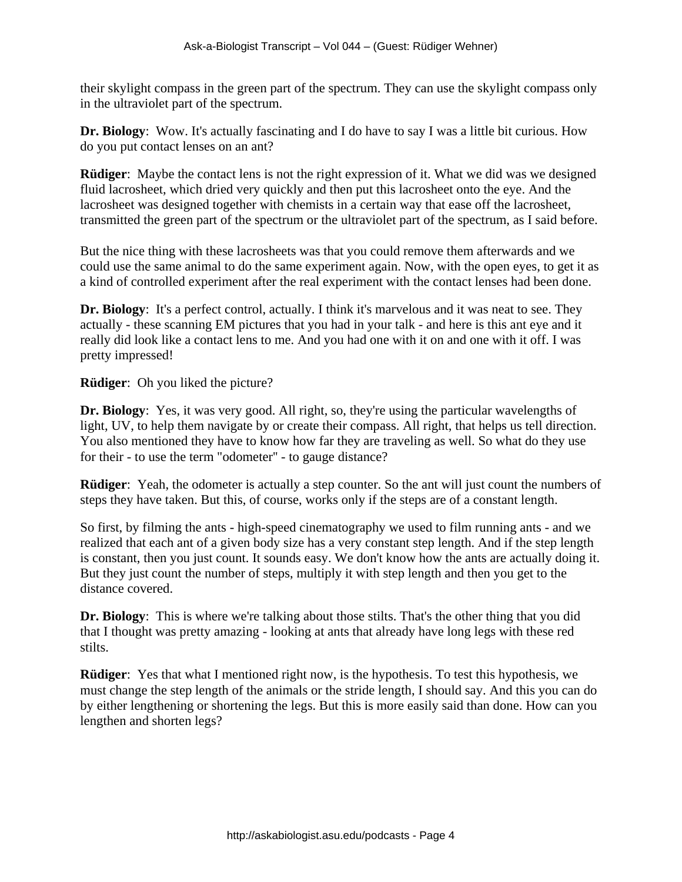their skylight compass in the green part of the spectrum. They can use the skylight compass only in the ultraviolet part of the spectrum.

**Dr. Biology**: Wow. It's actually fascinating and I do have to say I was a little bit curious. How do you put contact lenses on an ant?

**Rüdiger**: Maybe the contact lens is not the right expression of it. What we did was we designed fluid lacrosheet, which dried very quickly and then put this lacrosheet onto the eye. And the lacrosheet was designed together with chemists in a certain way that ease off the lacrosheet, transmitted the green part of the spectrum or the ultraviolet part of the spectrum, as I said before.

But the nice thing with these lacrosheets was that you could remove them afterwards and we could use the same animal to do the same experiment again. Now, with the open eyes, to get it as a kind of controlled experiment after the real experiment with the contact lenses had been done.

**Dr. Biology**: It's a perfect control, actually. I think it's marvelous and it was neat to see. They actually - these scanning EM pictures that you had in your talk - and here is this ant eye and it really did look like a contact lens to me. And you had one with it on and one with it off. I was pretty impressed!

**Rüdiger**: Oh you liked the picture?

**Dr. Biology**: Yes, it was very good. All right, so, they're using the particular wavelengths of light, UV, to help them navigate by or create their compass. All right, that helps us tell direction. You also mentioned they have to know how far they are traveling as well. So what do they use for their - to use the term "odometer" - to gauge distance?

**Rüdiger**: Yeah, the odometer is actually a step counter. So the ant will just count the numbers of steps they have taken. But this, of course, works only if the steps are of a constant length.

So first, by filming the ants - high-speed cinematography we used to film running ants - and we realized that each ant of a given body size has a very constant step length. And if the step length is constant, then you just count. It sounds easy. We don't know how the ants are actually doing it. But they just count the number of steps, multiply it with step length and then you get to the distance covered.

**Dr. Biology**: This is where we're talking about those stilts. That's the other thing that you did that I thought was pretty amazing - looking at ants that already have long legs with these red stilts.

**Rüdiger**: Yes that what I mentioned right now, is the hypothesis. To test this hypothesis, we must change the step length of the animals or the stride length, I should say. And this you can do by either lengthening or shortening the legs. But this is more easily said than done. How can you lengthen and shorten legs?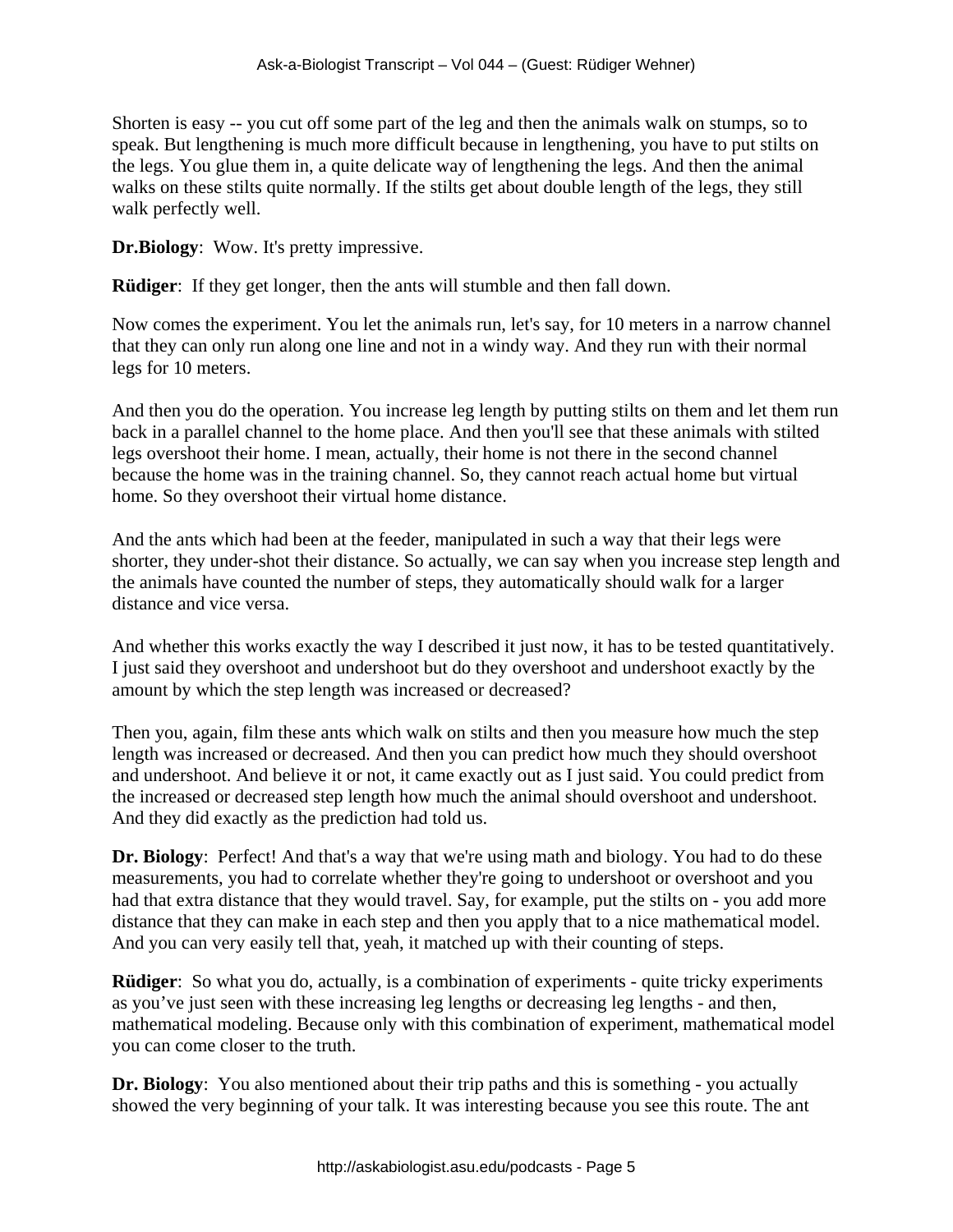Shorten is easy -- you cut off some part of the leg and then the animals walk on stumps, so to speak. But lengthening is much more difficult because in lengthening, you have to put stilts on the legs. You glue them in, a quite delicate way of lengthening the legs. And then the animal walks on these stilts quite normally. If the stilts get about double length of the legs, they still walk perfectly well.

**Dr.Biology**: Wow. It's pretty impressive.

**Rüdiger**: If they get longer, then the ants will stumble and then fall down.

Now comes the experiment. You let the animals run, let's say, for 10 meters in a narrow channel that they can only run along one line and not in a windy way. And they run with their normal legs for 10 meters.

And then you do the operation. You increase leg length by putting stilts on them and let them run back in a parallel channel to the home place. And then you'll see that these animals with stilted legs overshoot their home. I mean, actually, their home is not there in the second channel because the home was in the training channel. So, they cannot reach actual home but virtual home. So they overshoot their virtual home distance.

And the ants which had been at the feeder, manipulated in such a way that their legs were shorter, they under-shot their distance. So actually, we can say when you increase step length and the animals have counted the number of steps, they automatically should walk for a larger distance and vice versa.

And whether this works exactly the way I described it just now, it has to be tested quantitatively. I just said they overshoot and undershoot but do they overshoot and undershoot exactly by the amount by which the step length was increased or decreased?

Then you, again, film these ants which walk on stilts and then you measure how much the step length was increased or decreased. And then you can predict how much they should overshoot and undershoot. And believe it or not, it came exactly out as I just said. You could predict from the increased or decreased step length how much the animal should overshoot and undershoot. And they did exactly as the prediction had told us.

**Dr. Biology**: Perfect! And that's a way that we're using math and biology. You had to do these measurements, you had to correlate whether they're going to undershoot or overshoot and you had that extra distance that they would travel. Say, for example, put the stilts on - you add more distance that they can make in each step and then you apply that to a nice mathematical model. And you can very easily tell that, yeah, it matched up with their counting of steps.

**Rüdiger**: So what you do, actually, is a combination of experiments - quite tricky experiments as you've just seen with these increasing leg lengths or decreasing leg lengths - and then, mathematical modeling. Because only with this combination of experiment, mathematical model you can come closer to the truth.

**Dr. Biology**: You also mentioned about their trip paths and this is something - you actually showed the very beginning of your talk. It was interesting because you see this route. The ant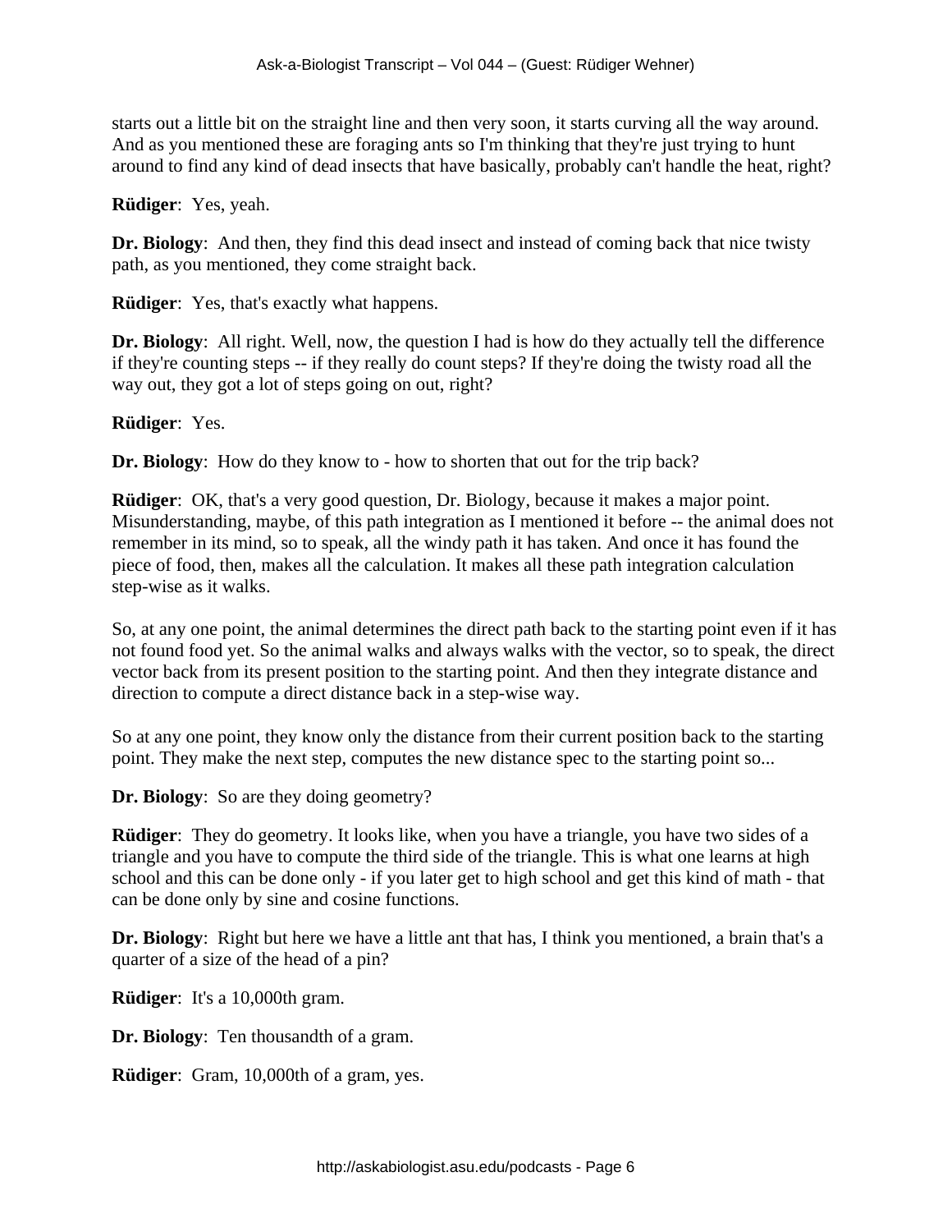starts out a little bit on the straight line and then very soon, it starts curving all the way around. And as you mentioned these are foraging ants so I'm thinking that they're just trying to hunt around to find any kind of dead insects that have basically, probably can't handle the heat, right?

**Rüdiger**: Yes, yeah.

**Dr. Biology**: And then, they find this dead insect and instead of coming back that nice twisty path, as you mentioned, they come straight back.

**Rüdiger**: Yes, that's exactly what happens.

**Dr. Biology**: All right. Well, now, the question I had is how do they actually tell the difference if they're counting steps -- if they really do count steps? If they're doing the twisty road all the way out, they got a lot of steps going on out, right?

**Rüdiger**: Yes.

**Dr. Biology**: How do they know to - how to shorten that out for the trip back?

**Rüdiger**: OK, that's a very good question, Dr. Biology, because it makes a major point. Misunderstanding, maybe, of this path integration as I mentioned it before -- the animal does not remember in its mind, so to speak, all the windy path it has taken. And once it has found the piece of food, then, makes all the calculation. It makes all these path integration calculation step-wise as it walks.

So, at any one point, the animal determines the direct path back to the starting point even if it has not found food yet. So the animal walks and always walks with the vector, so to speak, the direct vector back from its present position to the starting point. And then they integrate distance and direction to compute a direct distance back in a step-wise way.

So at any one point, they know only the distance from their current position back to the starting point. They make the next step, computes the new distance spec to the starting point so...

**Dr. Biology**: So are they doing geometry?

**Rüdiger**: They do geometry. It looks like, when you have a triangle, you have two sides of a triangle and you have to compute the third side of the triangle. This is what one learns at high school and this can be done only - if you later get to high school and get this kind of math - that can be done only by sine and cosine functions.

**Dr. Biology**: Right but here we have a little ant that has, I think you mentioned, a brain that's a quarter of a size of the head of a pin?

**Rüdiger**: It's a 10,000th gram.

**Dr. Biology**: Ten thousandth of a gram.

**Rüdiger**: Gram, 10,000th of a gram, yes.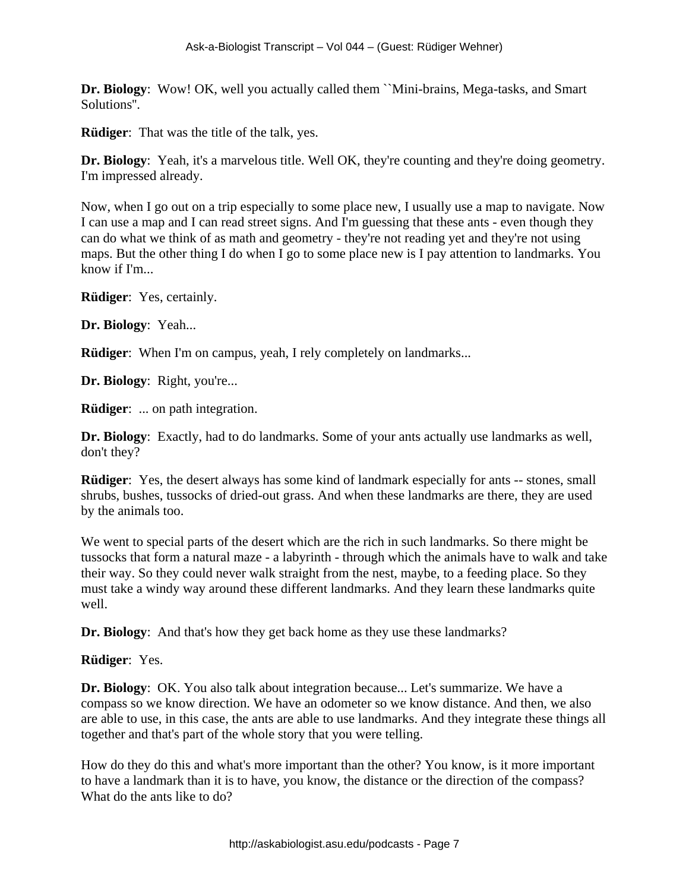**Dr. Biology**: Wow! OK, well you actually called them ``Mini-brains, Mega-tasks, and Smart Solutions''.

**Rüdiger**: That was the title of the talk, yes.

**Dr. Biology**: Yeah, it's a marvelous title. Well OK, they're counting and they're doing geometry. I'm impressed already.

Now, when I go out on a trip especially to some place new, I usually use a map to navigate. Now I can use a map and I can read street signs. And I'm guessing that these ants - even though they can do what we think of as math and geometry - they're not reading yet and they're not using maps. But the other thing I do when I go to some place new is I pay attention to landmarks. You know if I'm...

**Rüdiger**: Yes, certainly.

**Dr. Biology**: Yeah...

**Rüdiger**: When I'm on campus, yeah, I rely completely on landmarks...

**Dr. Biology**: Right, you're...

**Rüdiger**: ... on path integration.

**Dr. Biology**: Exactly, had to do landmarks. Some of your ants actually use landmarks as well, don't they?

**Rüdiger**: Yes, the desert always has some kind of landmark especially for ants -- stones, small shrubs, bushes, tussocks of dried-out grass. And when these landmarks are there, they are used by the animals too.

We went to special parts of the desert which are the rich in such landmarks. So there might be tussocks that form a natural maze - a labyrinth - through which the animals have to walk and take their way. So they could never walk straight from the nest, maybe, to a feeding place. So they must take a windy way around these different landmarks. And they learn these landmarks quite well.

**Dr. Biology**: And that's how they get back home as they use these landmarks?

**Rüdiger**: Yes.

**Dr. Biology**: OK. You also talk about integration because... Let's summarize. We have a compass so we know direction. We have an odometer so we know distance. And then, we also are able to use, in this case, the ants are able to use landmarks. And they integrate these things all together and that's part of the whole story that you were telling.

How do they do this and what's more important than the other? You know, is it more important to have a landmark than it is to have, you know, the distance or the direction of the compass? What do the ants like to do?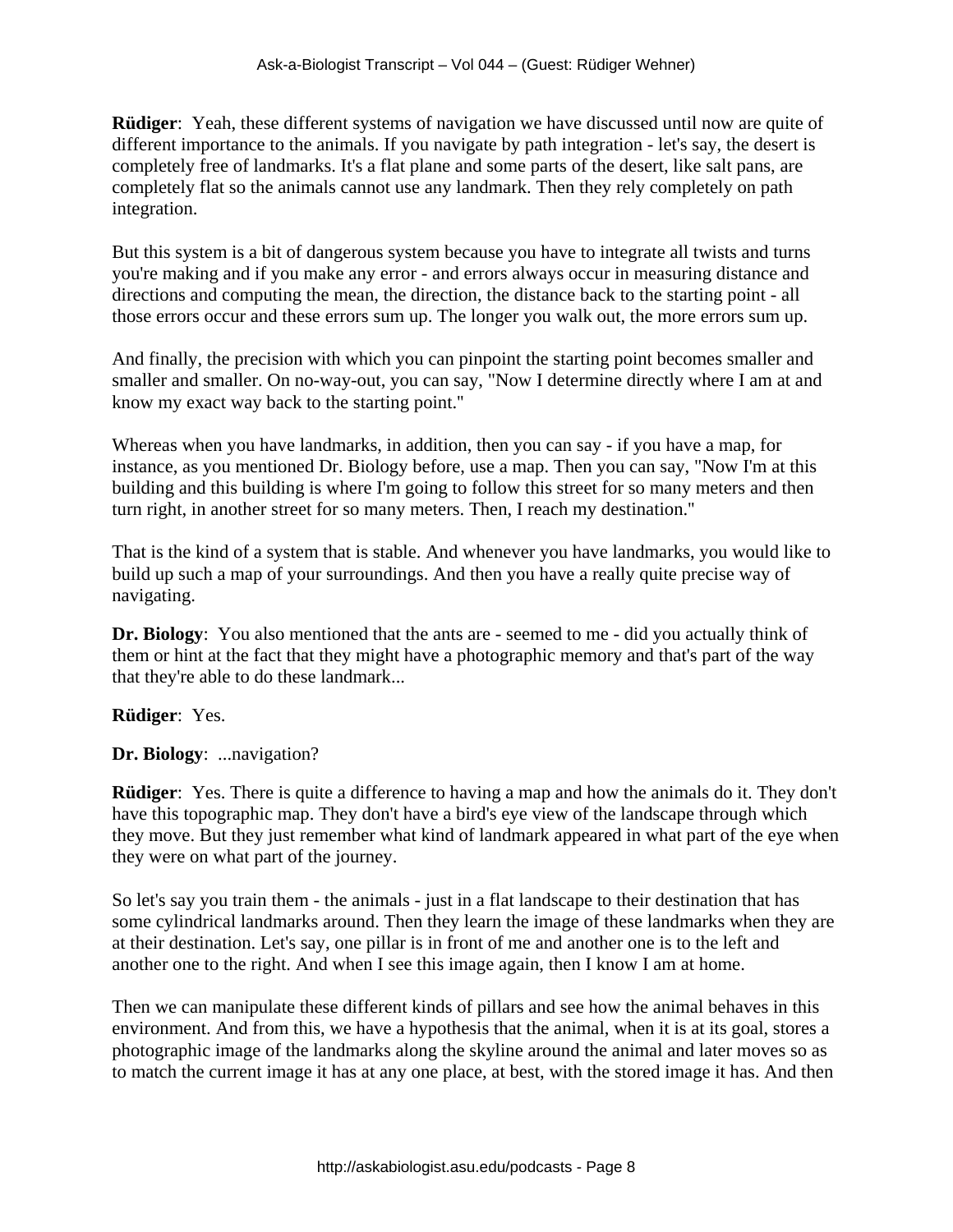**Rüdiger**: Yeah, these different systems of navigation we have discussed until now are quite of different importance to the animals. If you navigate by path integration - let's say, the desert is completely free of landmarks. It's a flat plane and some parts of the desert, like salt pans, are completely flat so the animals cannot use any landmark. Then they rely completely on path integration.

But this system is a bit of dangerous system because you have to integrate all twists and turns you're making and if you make any error - and errors always occur in measuring distance and directions and computing the mean, the direction, the distance back to the starting point - all those errors occur and these errors sum up. The longer you walk out, the more errors sum up.

And finally, the precision with which you can pinpoint the starting point becomes smaller and smaller and smaller. On no-way-out, you can say, "Now I determine directly where I am at and know my exact way back to the starting point."

Whereas when you have landmarks, in addition, then you can say - if you have a map, for instance, as you mentioned Dr. Biology before, use a map. Then you can say, "Now I'm at this building and this building is where I'm going to follow this street for so many meters and then turn right, in another street for so many meters. Then, I reach my destination."

That is the kind of a system that is stable. And whenever you have landmarks, you would like to build up such a map of your surroundings. And then you have a really quite precise way of navigating.

**Dr. Biology**: You also mentioned that the ants are - seemed to me - did you actually think of them or hint at the fact that they might have a photographic memory and that's part of the way that they're able to do these landmark...

**Rüdiger**: Yes.

**Dr. Biology**: ...navigation?

**Rüdiger**: Yes. There is quite a difference to having a map and how the animals do it. They don't have this topographic map. They don't have a bird's eye view of the landscape through which they move. But they just remember what kind of landmark appeared in what part of the eye when they were on what part of the journey.

So let's say you train them - the animals - just in a flat landscape to their destination that has some cylindrical landmarks around. Then they learn the image of these landmarks when they are at their destination. Let's say, one pillar is in front of me and another one is to the left and another one to the right. And when I see this image again, then I know I am at home.

Then we can manipulate these different kinds of pillars and see how the animal behaves in this environment. And from this, we have a hypothesis that the animal, when it is at its goal, stores a photographic image of the landmarks along the skyline around the animal and later moves so as to match the current image it has at any one place, at best, with the stored image it has. And then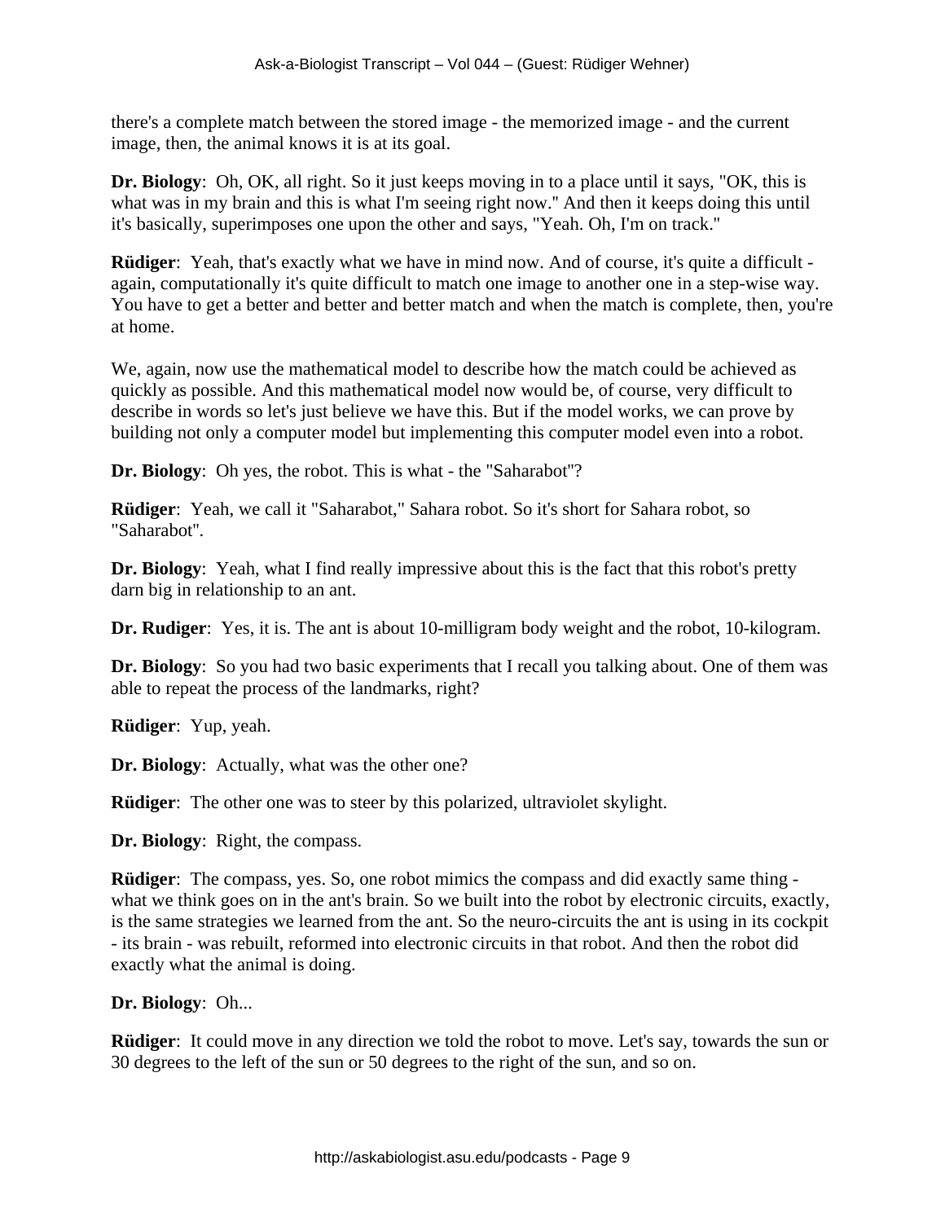there's a complete match between the stored image - the memorized image - and the current image, then, the animal knows it is at its goal.

**Dr. Biology**: Oh, OK, all right. So it just keeps moving in to a place until it says, "OK, this is what was in my brain and this is what I'm seeing right now." And then it keeps doing this until it's basically, superimposes one upon the other and says, "Yeah. Oh, I'm on track."

**Rüdiger**: Yeah, that's exactly what we have in mind now. And of course, it's quite a difficult - again, computationally it's quite difficult to match one image to another one in a step-wise way. You have to get a better and better and better match and when the match is complete, then, you're at home.

We, again, now use the mathematical model to describe how the match could be achieved as quickly as possible. And this mathematical model now would be, of course, very difficult to describe in words so let's just believe we have this. But if the model works, we can prove by building not only a computer model but implementing this computer model even into a robot.

**Dr. Biology**: Oh yes, the robot. This is what - the "Saharabot"?

**Rüdiger**: Yeah, we call it "Saharabot," Sahara robot. So it's short for Sahara robot, so "Saharabot".

**Dr. Biology**: Yeah, what I find really impressive about this is the fact that this robot's pretty darn big in relationship to an ant.

**Dr. Rudiger**: Yes, it is. The ant is about 10-milligram body weight and the robot, 10-kilogram.

**Dr. Biology**: So you had two basic experiments that I recall you talking about. One of them was able to repeat the process of the landmarks, right?

**Rüdiger**: Yup, yeah.

**Dr. Biology**: Actually, what was the other one?

**Rüdiger**: The other one was to steer by this polarized, ultraviolet skylight.

**Dr. Biology**: Right, the compass.

**Rüdiger**: The compass, yes. So, one robot mimics the compass and did exactly same thing - what we think goes on in the ant's brain. So we built into the robot by electronic circuits, exactly, is the same strategies we learned from the ant. So the neuro-circuits the ant is using in its cockpit - its brain - was rebuilt, reformed into electronic circuits in that robot. And then the robot did exactly what the animal is doing.

**Dr. Biology**: Oh...

**Rüdiger**: It could move in any direction we told the robot to move. Let's say, towards the sun or 30 degrees to the left of the sun or 50 degrees to the right of the sun, and so on.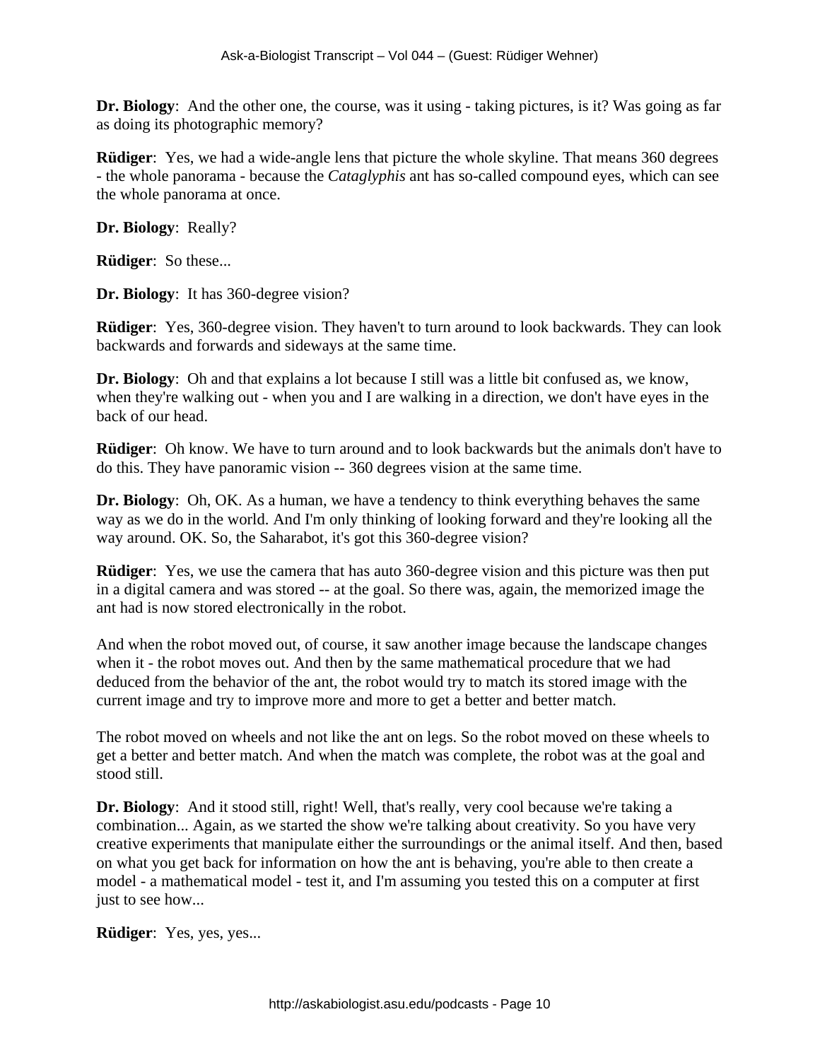**Dr. Biology**: And the other one, the course, was it using - taking pictures, is it? Was going as far as doing its photographic memory?

**Rüdiger**: Yes, we had a wide-angle lens that picture the whole skyline. That means 360 degrees - the whole panorama - because the *Cataglyphis* ant has so-called compound eyes, which can see the whole panorama at once.

**Dr. Biology**: Really?

**Rüdiger**: So these...

**Dr. Biology**: It has 360-degree vision?

**Rüdiger**: Yes, 360-degree vision. They haven't to turn around to look backwards. They can look backwards and forwards and sideways at the same time.

**Dr. Biology**: Oh and that explains a lot because I still was a little bit confused as, we know, when they're walking out - when you and I are walking in a direction, we don't have eyes in the back of our head.

**Rüdiger**: Oh know. We have to turn around and to look backwards but the animals don't have to do this. They have panoramic vision -- 360 degrees vision at the same time.

**Dr. Biology**: Oh, OK. As a human, we have a tendency to think everything behaves the same way as we do in the world. And I'm only thinking of looking forward and they're looking all the way around. OK. So, the Saharabot, it's got this 360-degree vision?

**Rüdiger**: Yes, we use the camera that has auto 360-degree vision and this picture was then put in a digital camera and was stored -- at the goal. So there was, again, the memorized image the ant had is now stored electronically in the robot.

And when the robot moved out, of course, it saw another image because the landscape changes when it - the robot moves out. And then by the same mathematical procedure that we had deduced from the behavior of the ant, the robot would try to match its stored image with the current image and try to improve more and more to get a better and better match.

The robot moved on wheels and not like the ant on legs. So the robot moved on these wheels to get a better and better match. And when the match was complete, the robot was at the goal and stood still.

**Dr. Biology**: And it stood still, right! Well, that's really, very cool because we're taking a combination... Again, as we started the show we're talking about creativity. So you have very creative experiments that manipulate either the surroundings or the animal itself. And then, based on what you get back for information on how the ant is behaving, you're able to then create a model - a mathematical model - test it, and I'm assuming you tested this on a computer at first just to see how...

**Rüdiger**: Yes, yes, yes...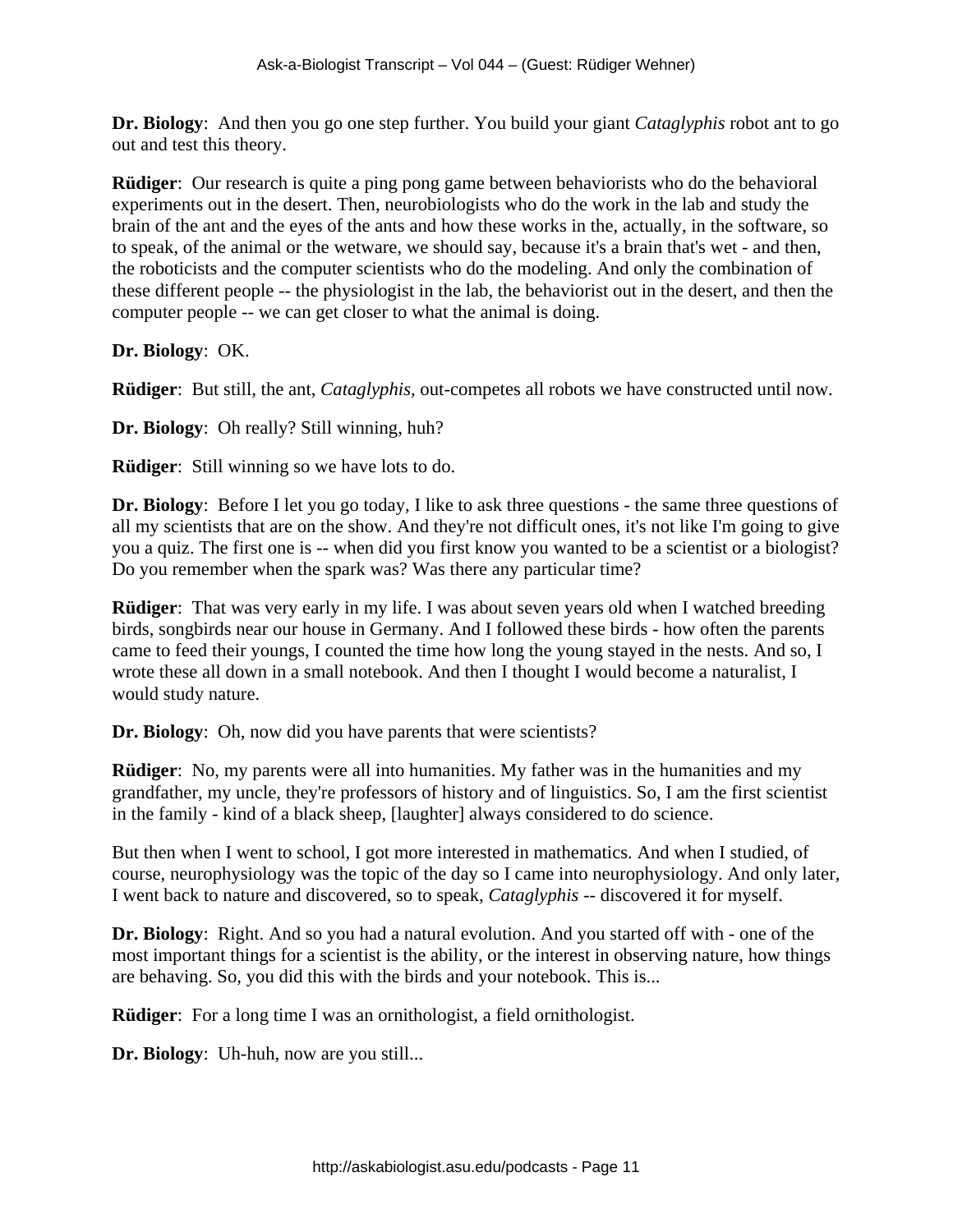**Dr. Biology**: And then you go one step further. You build your giant *Cataglyphis* robot ant to go out and test this theory.

**Rüdiger**: Our research is quite a ping pong game between behaviorists who do the behavioral experiments out in the desert. Then, neurobiologists who do the work in the lab and study the brain of the ant and the eyes of the ants and how these works in the, actually, in the software, so to speak, of the animal or the wetware, we should say, because it's a brain that's wet - and then, the roboticists and the computer scientists who do the modeling. And only the combination of these different people -- the physiologist in the lab, the behaviorist out in the desert, and then the computer people -- we can get closer to what the animal is doing.

**Dr. Biology**: OK.

**Rüdiger**: But still, the ant, *Cataglyphis*, out-competes all robots we have constructed until now.

**Dr. Biology**: Oh really? Still winning, huh?

**Rüdiger**: Still winning so we have lots to do.

**Dr. Biology**: Before I let you go today, I like to ask three questions - the same three questions of all my scientists that are on the show. And they're not difficult ones, it's not like I'm going to give you a quiz. The first one is -- when did you first know you wanted to be a scientist or a biologist? Do you remember when the spark was? Was there any particular time?

**Rüdiger**: That was very early in my life. I was about seven years old when I watched breeding birds, songbirds near our house in Germany. And I followed these birds - how often the parents came to feed their youngs, I counted the time how long the young stayed in the nests. And so, I wrote these all down in a small notebook. And then I thought I would become a naturalist, I would study nature.

**Dr. Biology**: Oh, now did you have parents that were scientists?

**Rüdiger**: No, my parents were all into humanities. My father was in the humanities and my grandfather, my uncle, they're professors of history and of linguistics. So, I am the first scientist in the family - kind of a black sheep, [laughter] always considered to do science.

But then when I went to school, I got more interested in mathematics. And when I studied, of course, neurophysiology was the topic of the day so I came into neurophysiology. And only later, I went back to nature and discovered, so to speak, *Cataglyphis* -- discovered it for myself.

**Dr. Biology**: Right. And so you had a natural evolution. And you started off with - one of the most important things for a scientist is the ability, or the interest in observing nature, how things are behaving. So, you did this with the birds and your notebook. This is...

**Rüdiger**: For a long time I was an ornithologist, a field ornithologist.

**Dr. Biology**: Uh-huh, now are you still...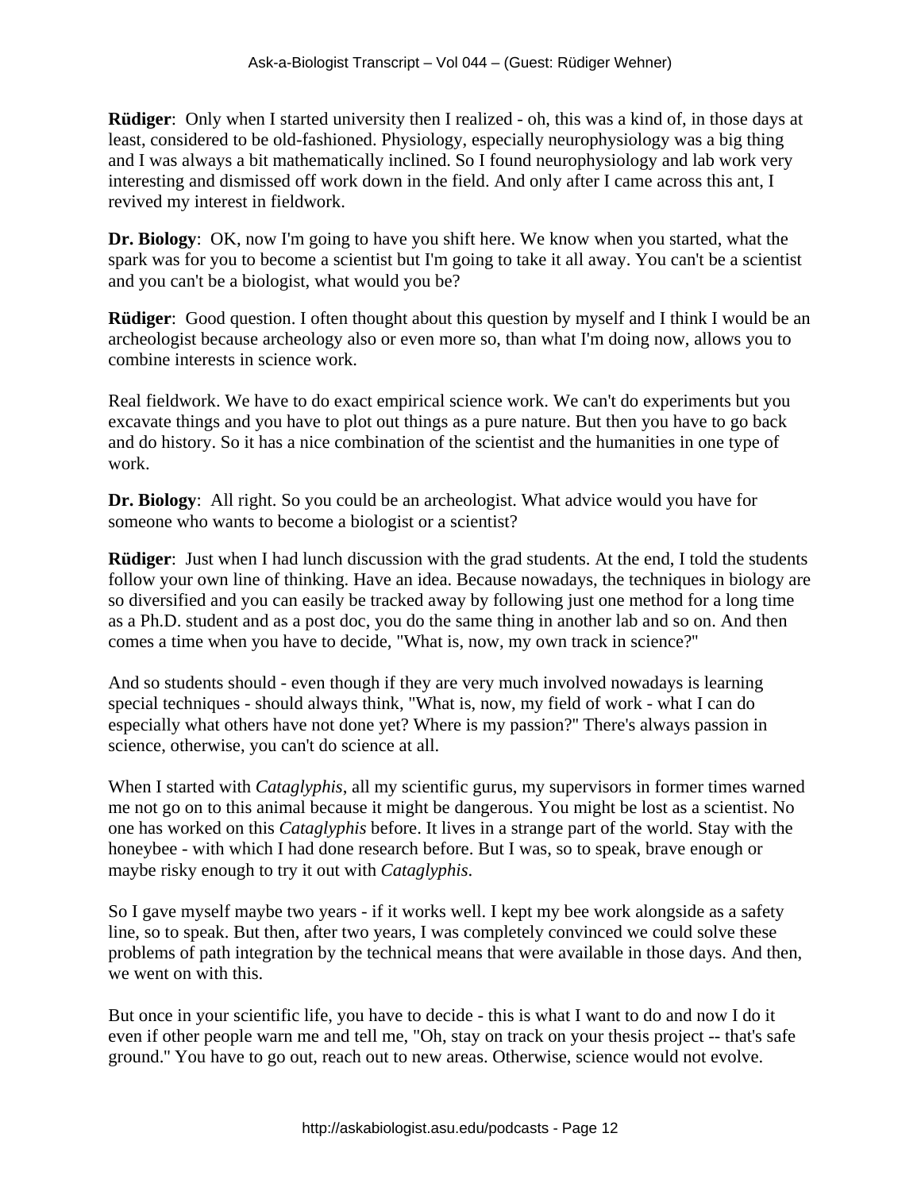**Rüdiger**: Only when I started university then I realized - oh, this was a kind of, in those days at least, considered to be old-fashioned. Physiology, especially neurophysiology was a big thing and I was always a bit mathematically inclined. So I found neurophysiology and lab work very interesting and dismissed off work down in the field. And only after I came across this ant, I revived my interest in fieldwork.

**Dr. Biology**: OK, now I'm going to have you shift here. We know when you started, what the spark was for you to become a scientist but I'm going to take it all away. You can't be a scientist and you can't be a biologist, what would you be?

**Rüdiger**: Good question. I often thought about this question by myself and I think I would be an archeologist because archeology also or even more so, than what I'm doing now, allows you to combine interests in science work.

Real fieldwork. We have to do exact empirical science work. We can't do experiments but you excavate things and you have to plot out things as a pure nature. But then you have to go back and do history. So it has a nice combination of the scientist and the humanities in one type of work.

**Dr. Biology**: All right. So you could be an archeologist. What advice would you have for someone who wants to become a biologist or a scientist?

**Rüdiger**: Just when I had lunch discussion with the grad students. At the end, I told the students follow your own line of thinking. Have an idea. Because nowadays, the techniques in biology are so diversified and you can easily be tracked away by following just one method for a long time as a Ph.D. student and as a post doc, you do the same thing in another lab and so on. And then comes a time when you have to decide, "What is, now, my own track in science?"

And so students should - even though if they are very much involved nowadays is learning special techniques - should always think, "What is, now, my field of work - what I can do especially what others have not done yet? Where is my passion?" There's always passion in science, otherwise, you can't do science at all.

When I started with *Cataglyphis*, all my scientific gurus, my supervisors in former times warned me not go on to this animal because it might be dangerous. You might be lost as a scientist. No one has worked on this *Cataglyphis* before. It lives in a strange part of the world. Stay with the honeybee - with which I had done research before. But I was, so to speak, brave enough or maybe risky enough to try it out with *Cataglyphis*.

So I gave myself maybe two years - if it works well. I kept my bee work alongside as a safety line, so to speak. But then, after two years, I was completely convinced we could solve these problems of path integration by the technical means that were available in those days. And then, we went on with this.

But once in your scientific life, you have to decide - this is what I want to do and now I do it even if other people warn me and tell me, "Oh, stay on track on your thesis project -- that's safe ground." You have to go out, reach out to new areas. Otherwise, science would not evolve.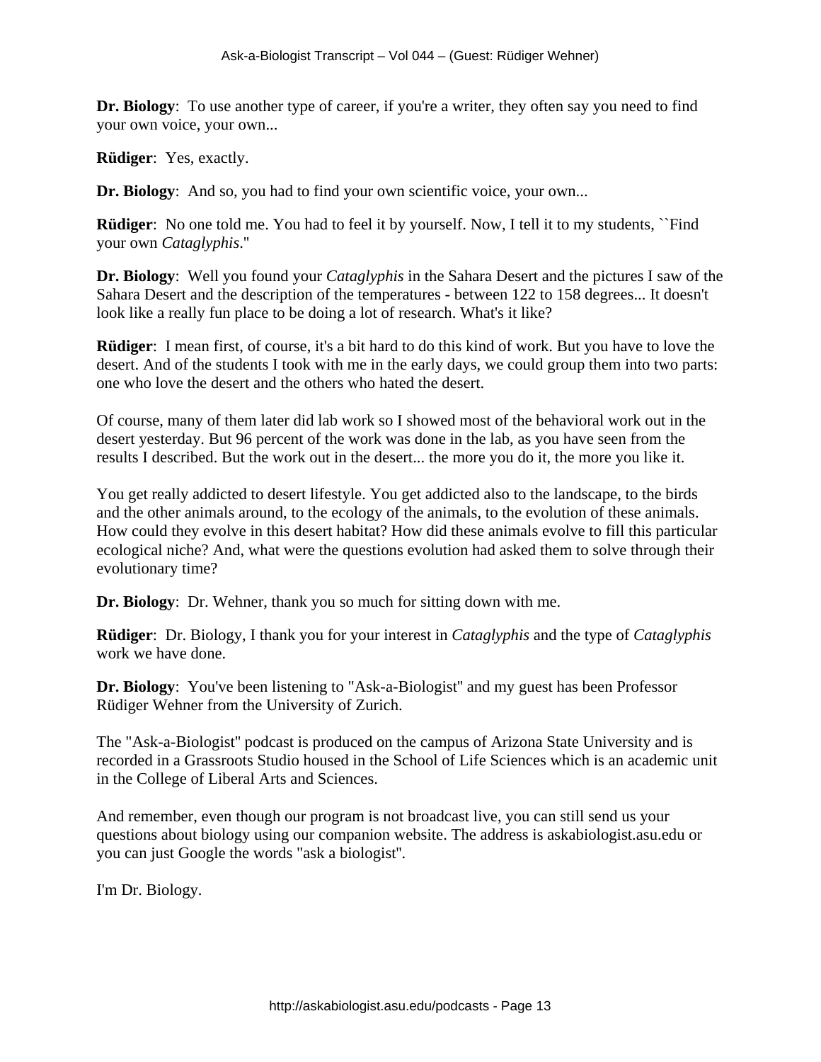**Dr. Biology**: To use another type of career, if you're a writer, they often say you need to find your own voice, your own...

**Rüdiger**: Yes, exactly.

**Dr. Biology**: And so, you had to find your own scientific voice, your own...

**Rüdiger**: No one told me. You had to feel it by yourself. Now, I tell it to my students, ``Find your own *Cataglyphis*."

**Dr. Biology**: Well you found your *Cataglyphis* in the Sahara Desert and the pictures I saw of the Sahara Desert and the description of the temperatures - between 122 to 158 degrees... It doesn't look like a really fun place to be doing a lot of research. What's it like?

**Rüdiger**: I mean first, of course, it's a bit hard to do this kind of work. But you have to love the desert. And of the students I took with me in the early days, we could group them into two parts: one who love the desert and the others who hated the desert.

Of course, many of them later did lab work so I showed most of the behavioral work out in the desert yesterday. But 96 percent of the work was done in the lab, as you have seen from the results I described. But the work out in the desert... the more you do it, the more you like it.

You get really addicted to desert lifestyle. You get addicted also to the landscape, to the birds and the other animals around, to the ecology of the animals, to the evolution of these animals. How could they evolve in this desert habitat? How did these animals evolve to fill this particular ecological niche? And, what were the questions evolution had asked them to solve through their evolutionary time?

**Dr. Biology**: Dr. Wehner, thank you so much for sitting down with me.

**Rüdiger**: Dr. Biology, I thank you for your interest in *Cataglyphis* and the type of *Cataglyphis* work we have done.

**Dr. Biology**: You've been listening to "Ask-a-Biologist" and my guest has been Professor Rüdiger Wehner from the University of Zurich.

The "Ask-a-Biologist" podcast is produced on the campus of Arizona State University and is recorded in a Grassroots Studio housed in the School of Life Sciences which is an academic unit in the College of Liberal Arts and Sciences.

And remember, even though our program is not broadcast live, you can still send us your questions about biology using our companion website. The address is askabiologist.asu.edu or you can just Google the words "ask a biologist".

I'm Dr. Biology.